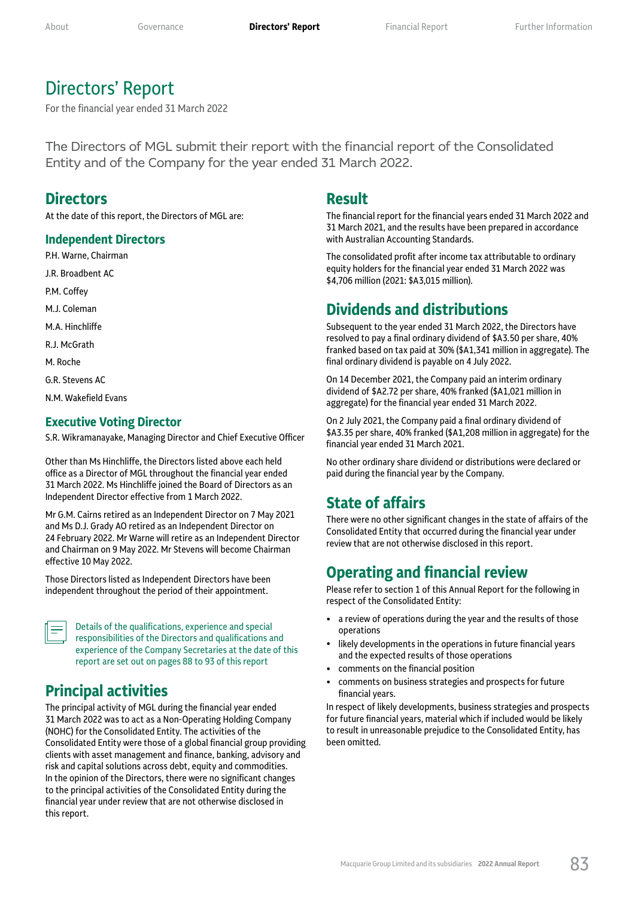# Directors' Report

For the financial year ended 31 March 2022

The Directors of MGL submit their report with the financial report of the Consolidated Entity and of the Company for the year ended 31 March 2022.

## Directors

At the date of this report, the Directors of MGL are:

### Independent Directors

P.H. Warne, Chairman

J.R. Broadbent AC

P.M. Coffey

M.J. Coleman

M.A. Hinchliffe

R.J. McGrath

M. Roche

G.R. Stevens AC

N.M. Wakefield Evans

### Executive Voting Director

S.R. Wikramanayake, Managing Director and Chief Executive Officer

Other than Ms Hinchliffe, the Directors listed above each held office as a Director of MGL throughout the financial year ended 31 March 2022. Ms Hinchliffe joined the Board of Directors as an Independent Director effective from 1 March 2022.

Mr G.M. Cairns retired as an Independent Director on 7 May 2021 and Ms D.J. Grady AO retired as an Independent Director on 24 February 2022. Mr Warne will retire as an Independent Director and Chairman on 9 May 2022. Mr Stevens will become Chairman effective 10 May 2022.

Those Directors listed as Independent Directors have been independent throughout the period of their appointment.

Details of the qualifications, experience and special responsibilities of the Directors and qualifications and experience of the Company Secretaries at the date of this report are set out on pages 88 to 93 of this report

## Principal activities

The principal activity of MGL during the financial year ended 31 March 2022 was to act as a Non-Operating Holding Company (NOHC) for the Consolidated Entity. The activities of the Consolidated Entity were those of a global financial group providing clients with asset management and finance, banking, advisory and risk and capital solutions across debt, equity and commodities. In the opinion of the Directors, there were no significant changes to the principal activities of the Consolidated Entity during the financial year under review that are not otherwise disclosed in this report.

## Result

The financial report for the financial years ended 31 March 2022 and 31 March 2021, and the results have been prepared in accordance with Australian Accounting Standards.

The consolidated profit after income tax attributable to ordinary equity holders for the financial year ended 31 March 2022 was $4,706 million (2021: $3,015 million).

## Dividends and distributions

Subsequent to the year ended 31 March 2022, the Directors have resolved to pay a final ordinary dividend of $A3.50 per share, 40% franked based on tax paid at 30% ($A1,341 million in aggregate). The final ordinary dividend is payable on 4 July 2022.

On 14 December 2021, the Company paid an interim ordinary dividend of $A2.72 per share, 40% franked ($A1,021 million in aggregate) for the financial year ended 31 March 2022.

On 2 July 2021, the Company paid a final ordinary dividend of $A3.35 per share, 40% franked ($A1,208 million in aggregate) for the financial year ended 31 March 2021.

No other ordinary share dividend or distributions were declared or paid during the financial year by the Company.

## State of affairs

There were no other significant changes in the state of affairs of the Consolidated Entity that occurred during the financial year under review that are not otherwise disclosed in this report.

## Operating and financial review

Please refer to section 1 of this Annual Report for the following in respect of the Consolidated Entity:

- a review of operations during the year and the results of those operations
- likely developments in the operations in future financial years and the expected results of those operations
- comments on the financial position
- comments on business strategies and prospects for future financial years.

In respect of likely developments, business strategies and prospects for future financial years, material which if included would be likely to result in unreasonable prejudice to the Consolidated Entity, has been omitted.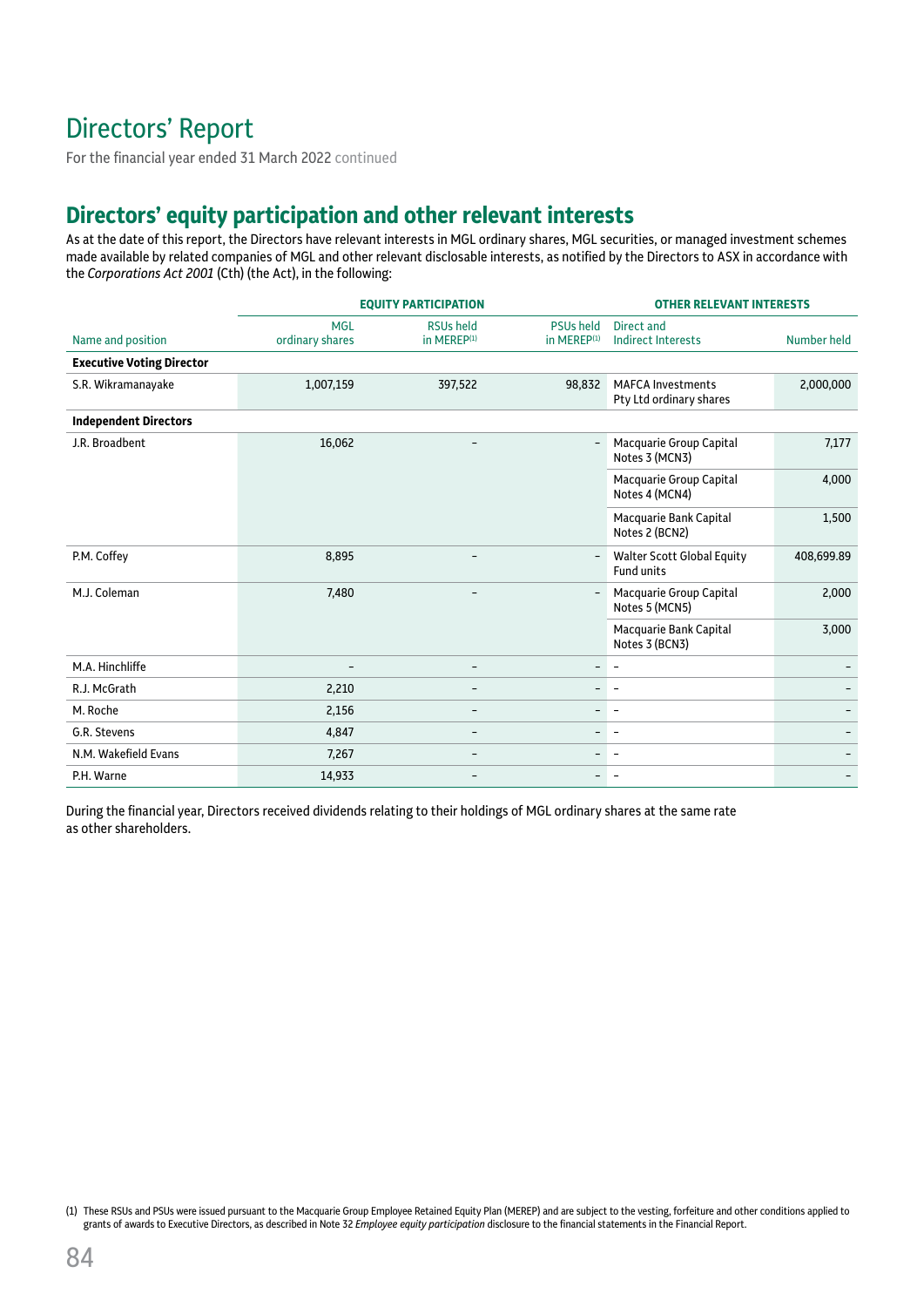# Directors' Report

For the financial year ended 31 March 2022 continued

## Directors' equity participation and other relevant interests

As at the date of this report, the Directors have relevant interests in MGL ordinary shares, MGL securities, or managed investment schemes made available by related companies of MGL and other relevant disclosable interests, as notified by the Directors to ASX in accordance with the *Corporations Act 2001* (Cth) (the Act), in the following:

| | EQUITY PARTICIPATION | | | OTHER RELEVANT INTERESTS | |
|---|---|---|---|---|---|
| Name and position | MGL ordinary shares | RSUs held in MEREP[1] | PSUs held in MEREP[1] | Direct and Indirect Interests | Number held |
| **Executive Voting Director** | | | | | |
| S.R. Wikramanayake | 1,007,159 | 397,522 | 98,832 | MAFCA Investments Pty Ltd ordinary shares | 2,000,000 |
| **Independent Directors** | | | | | |
| J.R. Broadbent | 16,062 | – | – | Macquarie Group Capital Notes 3 (MCN3) | 7,177 |
| | | | | Macquarie Group Capital Notes 4 (MCN4) | 4,000 |
| | | | | Macquarie Bank Capital Notes 2 (BCN2) | 1,500 |
| P.M. Coffey | 8,895 | – | – | Walter Scott Global Equity Fund units | 408,699.89 |
| M.J. Coleman | 7,480 | – | – | Macquarie Group Capital Notes 5 (MCN5) | 2,000 |
| | | | | Macquarie Bank Capital Notes 3 (BCN3) | 3,000 |
| M.A. Hinchliffe | – | – | – | – | – |
| R.J. McGrath | 2,210 | – | – | – | – |
| M. Roche | 2,156 | – | – | – | – |
| G.R. Stevens | 4,847 | – | – | – | – |
| N.M. Wakefield Evans | 7,267 | – | – | – | – |
| P.H. Warne | 14,933 | – | – | – | – |

During the financial year, Directors received dividends relating to their holdings of MGL ordinary shares at the same rate as other shareholders.

(1) These RSUs and PSUs were issued pursuant to the Macquarie Group Employee Retained Equity Plan (MEREP) and are subject to the vesting, forfeiture and other conditions applied to grants of awards to Executive Directors, as described in Note 32 *Employee equity participation* disclosure to the financial statements in the Financial Report.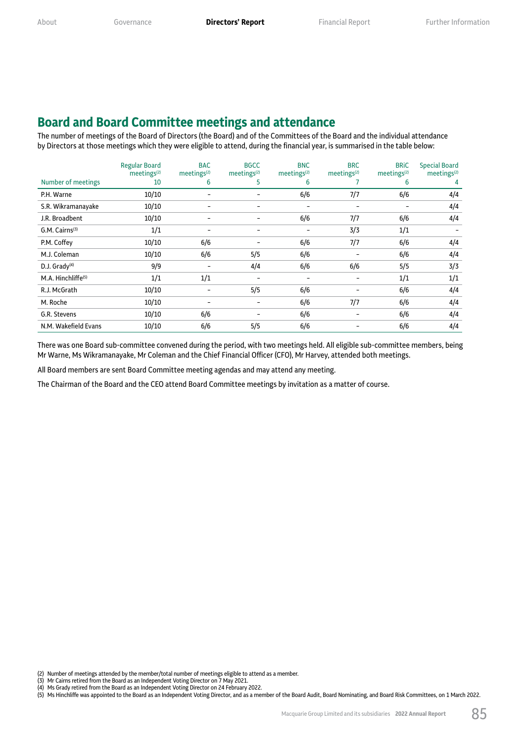## Board and Board Committee meetings and attendance

The number of meetings of the Board of Directors (the Board) and of the Committees of the Board and the individual attendance by Directors at those meetings which they were eligible to attend, during the financial year, is summarised in the table below:

| | Regular Board meetings[2] | BAC meetings[2] | BGCC meetings[2] | BNC meetings[2] | BRC meetings[2] | BRiC meetings[2] | Special Board meetings[2] |
|---|---|---|---|---|---|---|---|
| Number of meetings | 10 | 6 | 5 | 6 | 7 | 6 | 4 |
| P.H. Warne | 10/10 | – | – | 6/6 | 7/7 | 6/6 | 4/4 |
| S.R. Wikramanayake | 10/10 | – | – | – | – | – | 4/4 |
| J.R. Broadbent | 10/10 | – | – | 6/6 | 7/7 | 6/6 | 4/4 |
| G.M. Cairns[3] | 1/1 | – | – | – | 3/3 | 1/1 | – |
| P.M. Coffey | 10/10 | 6/6 | – | 6/6 | 7/7 | 6/6 | 4/4 |
| M.J. Coleman | 10/10 | 6/6 | 5/5 | 6/6 | – | 6/6 | 4/4 |
| D.J. Grady[4] | 9/9 | – | 4/4 | 6/6 | 6/6 | 5/5 | 3/3 |
| M.A. Hinchliffe[5] | 1/1 | 1/1 | – | – | – | 1/1 | 1/1 |
| R.J. McGrath | 10/10 | – | 5/5 | 6/6 | – | 6/6 | 4/4 |
| M. Roche | 10/10 | – | – | 6/6 | 7/7 | 6/6 | 4/4 |
| G.R. Stevens | 10/10 | 6/6 | – | 6/6 | – | 6/6 | 4/4 |
| N.M. Wakefield Evans | 10/10 | 6/6 | 5/5 | 6/6 | – | 6/6 | 4/4 |

There was one Board sub-committee convened during the period, with two meetings held. All eligible sub-committee members, being Mr Warne, Ms Wikramanayake, Mr Coleman and the Chief Financial Officer (CFO), Mr Harvey, attended both meetings.

All Board members are sent Board Committee meeting agendas and may attend any meeting.

The Chairman of the Board and the CEO attend Board Committee meetings by invitation as a matter of course.

(2) Number of meetings attended by the member/total number of meetings eligible to attend as a member.
(3) Mr Cairns retired from the Board as an Independent Voting Director on 7 May 2021.
(4) Ms Grady retired from the Board as an Independent Voting Director on 24 February 2022.
(5) Ms Hinchliffe was appointed to the Board as an Independent Voting Director, and as a member of the Board Audit, Board Nominating, and Board Risk Committees, on 1 March 2022.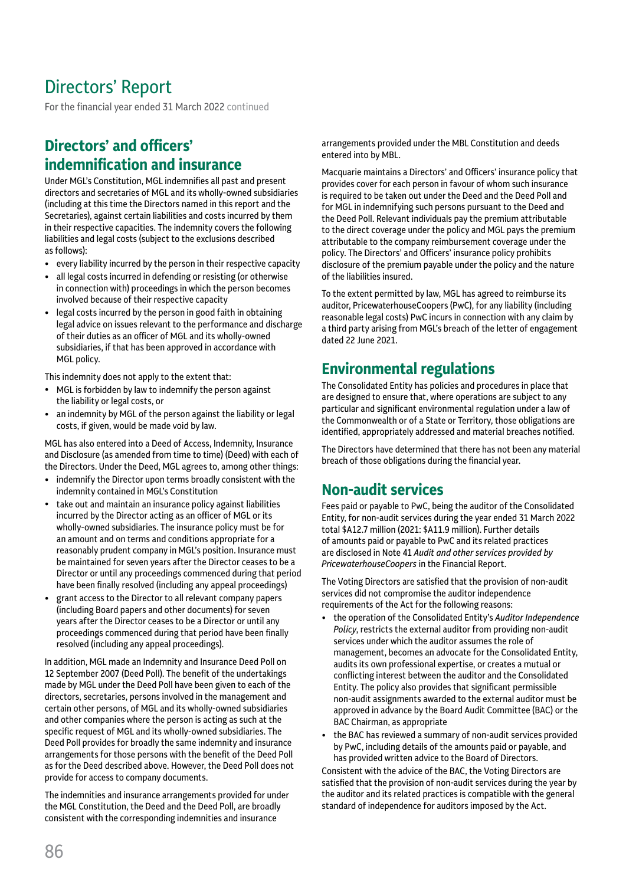# Directors' Report

For the financial year ended 31 March 2022 continued

## Directors' and officers' indemnification and insurance

Under MGL's Constitution, MGL indemnifies all past and present directors and secretaries of MGL and its wholly-owned subsidiaries (including at this time the Directors named in this report and the Secretaries), against certain liabilities and costs incurred by them in their respective capacities. The indemnity covers the following liabilities and legal costs (subject to the exclusions described as follows):

- every liability incurred by the person in their respective capacity
- all legal costs incurred in defending or resisting (or otherwise in connection with) proceedings in which the person becomes involved because of their respective capacity
- legal costs incurred by the person in good faith in obtaining legal advice on issues relevant to the performance and discharge of their duties as an officer of MGL and its wholly-owned subsidiaries, if that has been approved in accordance with MGL policy.

This indemnity does not apply to the extent that:

- MGL is forbidden by law to indemnify the person against the liability or legal costs, or
- an indemnity by MGL of the person against the liability or legal costs, if given, would be made void by law.

MGL has also entered into a Deed of Access, Indemnity, Insurance and Disclosure (as amended from time to time) (Deed) with each of the Directors. Under the Deed, MGL agrees to, among other things:

- indemnify the Director upon terms broadly consistent with the indemnity contained in MGL's Constitution
- take out and maintain an insurance policy against liabilities incurred by the Director acting as an officer of MGL or its wholly-owned subsidiaries. The insurance policy must be for an amount and on terms and conditions appropriate for a reasonably prudent company in MGL's position. Insurance must be maintained for seven years after the Director ceases to be a Director or until any proceedings commenced during that period have been finally resolved (including any appeal proceedings)
- grant access to the Director to all relevant company papers (including Board papers and other documents) for seven years after the Director ceases to be a Director or until any proceedings commenced during that period have been finally resolved (including any appeal proceedings).

In addition, MGL made an Indemnity and Insurance Deed Poll on 12 September 2007 (Deed Poll). The benefit of the undertakings made by MGL under the Deed Poll have been given to each of the directors, secretaries, persons involved in the management and certain other persons, of MGL and its wholly-owned subsidiaries and other companies where the person is acting as such at the specific request of MGL and its wholly-owned subsidiaries. The Deed Poll provides for broadly the same indemnity and insurance arrangements for those persons with the benefit of the Deed Poll as for the Deed described above. However, the Deed Poll does not provide for access to company documents.

The indemnities and insurance arrangements provided for under the MGL Constitution, the Deed and the Deed Poll, are broadly consistent with the corresponding indemnities and insurance arrangements provided under the MBL Constitution and deeds entered into by MBL.

Macquarie maintains a Directors' and Officers' insurance policy that provides cover for each person in favour of whom such insurance is required to be taken out under the Deed and the Deed Poll and for MGL in indemnifying such persons pursuant to the Deed and the Deed Poll. Relevant individuals pay the premium attributable to the direct coverage under the policy and MGL pays the premium attributable to the company reimbursement coverage under the policy. The Directors' and Officers' insurance policy prohibits disclosure of the premium payable under the policy and the nature of the liabilities insured.

To the extent permitted by law, MGL has agreed to reimburse its auditor, PricewaterhouseCoopers (PwC), for any liability (including reasonable legal costs) PwC incurs in connection with any claim by a third party arising from MGL's breach of the letter of engagement dated 22 June 2021.

## Environmental regulations

The Consolidated Entity has policies and procedures in place that are designed to ensure that, where operations are subject to any particular and significant environmental regulation under a law of the Commonwealth or of a State or Territory, those obligations are identified, appropriately addressed and material breaches notified.

The Directors have determined that there has not been any material breach of those obligations during the financial year.

## Non-audit services

Fees paid or payable to PwC, being the auditor of the Consolidated Entity, for non-audit services during the year ended 31 March 2022 total $A12.7 million (2021: $A11.9 million). Further details of amounts paid or payable to PwC and its related practices are disclosed in Note 41 *Audit and other services provided by PricewaterhouseCoopers* in the Financial Report.

The Voting Directors are satisfied that the provision of non-audit services did not compromise the auditor independence requirements of the Act for the following reasons:

- the operation of the Consolidated Entity's *Auditor Independence Policy*, restricts the external auditor from providing non-audit services under which the auditor assumes the role of management, becomes an advocate for the Consolidated Entity, audits its own professional expertise, or creates a mutual or conflicting interest between the auditor and the Consolidated Entity. The policy also provides that significant permissible non-audit assignments awarded to the external auditor must be approved in advance by the Board Audit Committee (BAC) or the BAC Chairman, as appropriate
- the BAC has reviewed a summary of non-audit services provided by PwC, including details of the amounts paid or payable, and has provided written advice to the Board of Directors.

Consistent with the advice of the BAC, the Voting Directors are satisfied that the provision of non-audit services during the year by the auditor and its related practices is compatible with the general standard of independence for auditors imposed by the Act.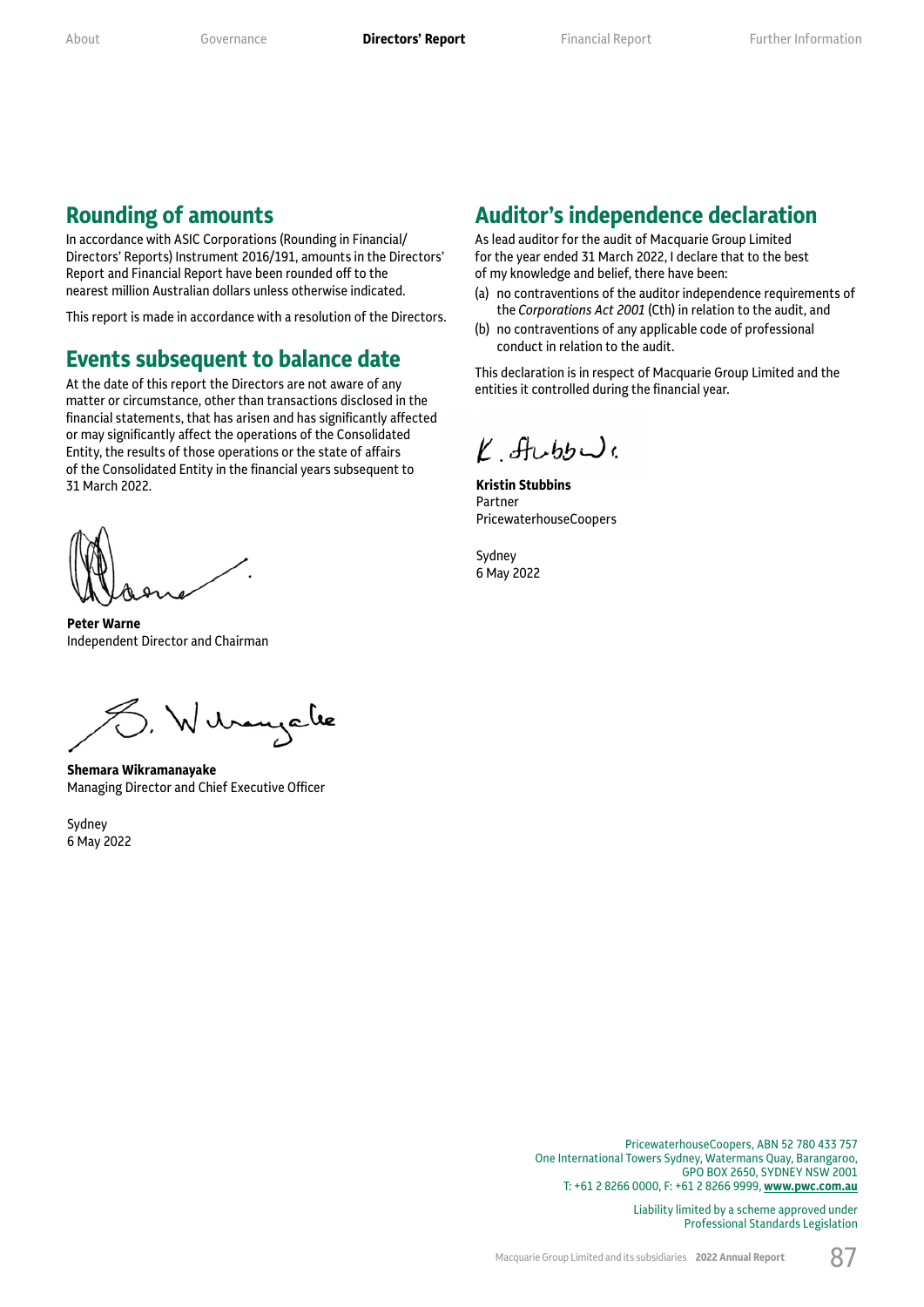## Rounding of amounts

In accordance with ASIC Corporations (Rounding in Financial/Directors' Reports) Instrument 2016/191, amounts in the Directors' Report and Financial Report have been rounded off to the nearest million Australian dollars unless otherwise indicated.

This report is made in accordance with a resolution of the Directors.

## Events subsequent to balance date

At the date of this report the Directors are not aware of any matter or circumstance, other than transactions disclosed in the financial statements, that has arisen and has significantly affected or may significantly affect the operations of the Consolidated Entity, the results of those operations or the state of affairs of the Consolidated Entity in the financial years subsequent to 31 March 2022.

**Peter Warne**
Independent Director and Chairman

**Shemara Wikramanayake**
Managing Director and Chief Executive Officer

Sydney
6 May 2022

## Auditor's independence declaration

As lead auditor for the audit of Macquarie Group Limited for the year ended 31 March 2022, I declare that to the best of my knowledge and belief, there have been:

(a) no contraventions of the auditor independence requirements of the *Corporations Act 2001* (Cth) in relation to the audit, and

(b) no contraventions of any applicable code of professional conduct in relation to the audit.

This declaration is in respect of Macquarie Group Limited and the entities it controlled during the financial year.

**Kristin Stubbins**
Partner
PricewaterhouseCoopers

Sydney
6 May 2022

PricewaterhouseCoopers, ABN 52 780 433 757
One International Towers Sydney, Watermans Quay, Barangaroo,
GPO BOX 2650, SYDNEY NSW 2001
T: +61 2 8266 0000, F: +61 2 8266 9999, **www.pwc.com.au**

Liability limited by a scheme approved under Professional Standards Legislation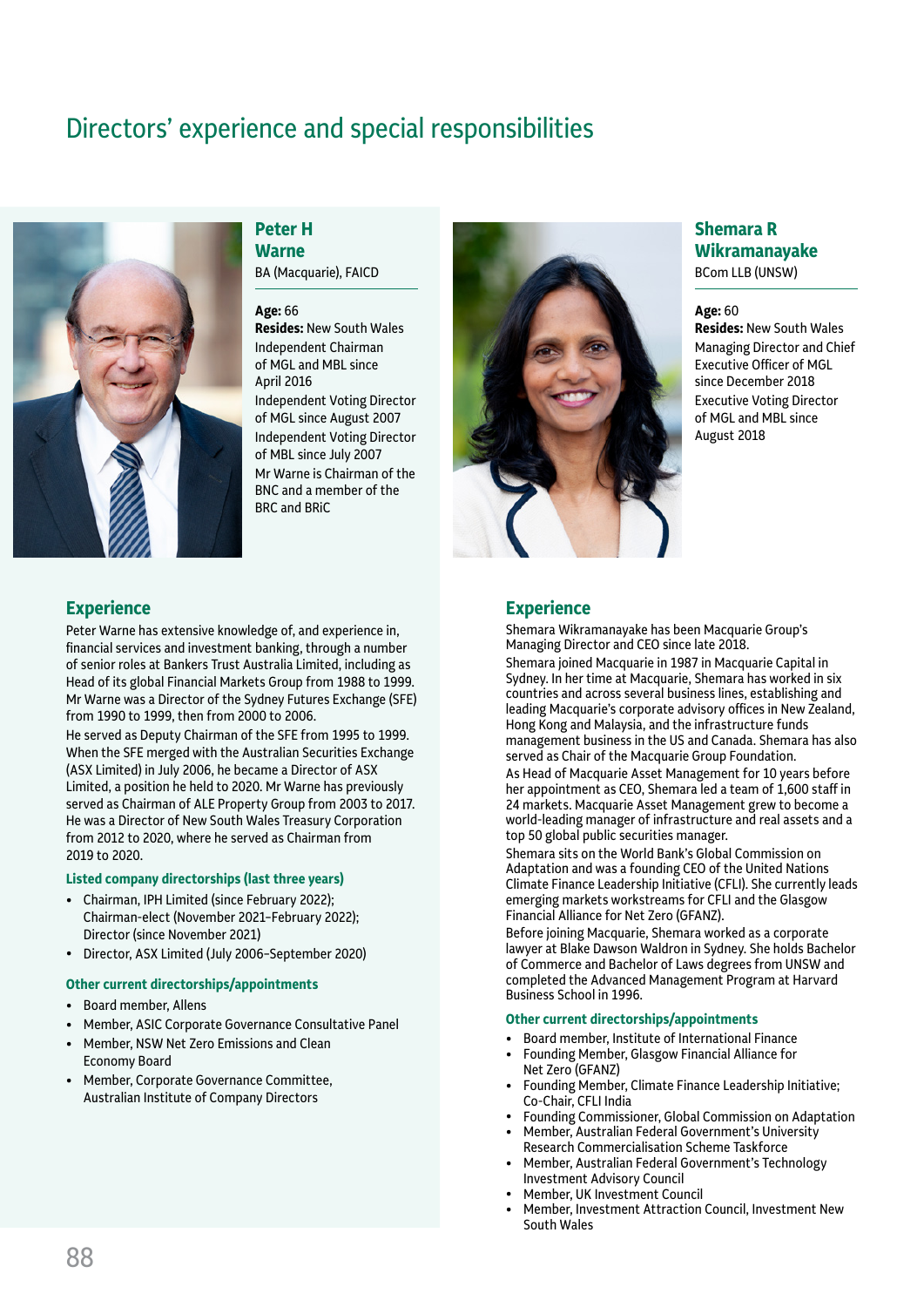# Directors' experience and special responsibilities

## Peter H Warne

BA (Macquarie), FAICD

**Age:** 66
**Resides:** New South Wales

Independent Chairman of MGL and MBL since April 2016

Independent Voting Director of MGL since August 2007

Independent Voting Director of MBL since July 2007

Mr Warne is Chairman of the BNC and a member of the BRC and BRiC

### Experience

Peter Warne has extensive knowledge of, and experience in, financial services and investment banking, through a number of senior roles at Bankers Trust Australia Limited, including as Head of its global Financial Markets Group from 1988 to 1999. Mr Warne was a Director of the Sydney Futures Exchange (SFE) from 1990 to 1999, then from 2000 to 2006.

He served as Deputy Chairman of the SFE from 1995 to 1999. When the SFE merged with the Australian Securities Exchange (ASX Limited) in July 2006, he became a Director of ASX Limited, a position he held to 2020. Mr Warne has previously served as Chairman of ALE Property Group from 2003 to 2017. He was a Director of New South Wales Treasury Corporation from 2012 to 2020, where he served as Chairman from 2019 to 2020.

#### Listed company directorships (last three years)

- Chairman, IPH Limited (since February 2022); Chairman-elect (November 2021–February 2022); Director (since November 2021)
- Director, ASX Limited (July 2006–September 2020)

#### Other current directorships/appointments

- Board member, Allens
- Member, ASIC Corporate Governance Consultative Panel
- Member, NSW Net Zero Emissions and Clean Economy Board
- Member, Corporate Governance Committee, Australian Institute of Company Directors

## Shemara R Wikramanayake

BCom LLB (UNSW)

**Age:** 60
**Resides:** New South Wales

Managing Director and Chief Executive Officer of MGL since December 2018

Executive Voting Director of MGL and MBL since August 2018

### Experience

Shemara Wikramanayake has been Macquarie Group's Managing Director and CEO since late 2018.

Shemara joined Macquarie in 1987 in Macquarie Capital in Sydney. In her time at Macquarie, Shemara has worked in six countries and across several business lines, establishing and leading Macquarie's corporate advisory offices in New Zealand, Hong Kong and Malaysia, and the infrastructure funds management business in the US and Canada. Shemara has also served as Chair of the Macquarie Group Foundation.

As Head of Macquarie Asset Management for 10 years before her appointment as CEO, Shemara led a team of 1,600 staff in 24 markets. Macquarie Asset Management grew to become a world-leading manager of infrastructure and real assets and a top 50 global public securities manager.

Shemara sits on the World Bank's Global Commission on Adaptation and was a founding CEO of the United Nations Climate Finance Leadership Initiative (CFLI). She currently leads emerging markets workstreams for CFLI and the Glasgow Financial Alliance for Net Zero (GFANZ).

Before joining Macquarie, Shemara worked as a corporate lawyer at Blake Dawson Waldron in Sydney. She holds Bachelor of Commerce and Bachelor of Laws degrees from UNSW and completed the Advanced Management Program at Harvard Business School in 1996.

#### Other current directorships/appointments

- Board member, Institute of International Finance
- Founding Member, Glasgow Financial Alliance for Net Zero (GFANZ)
- Founding Member, Climate Finance Leadership Initiative; Co-Chair, CFLI India
- Founding Commissioner, Global Commission on Adaptation
- Member, Australian Federal Government's University Research Commercialisation Scheme Taskforce
- Member, Australian Federal Government's Technology Investment Advisory Council
- Member, UK Investment Council
- Member, Investment Attraction Council, Investment New South Wales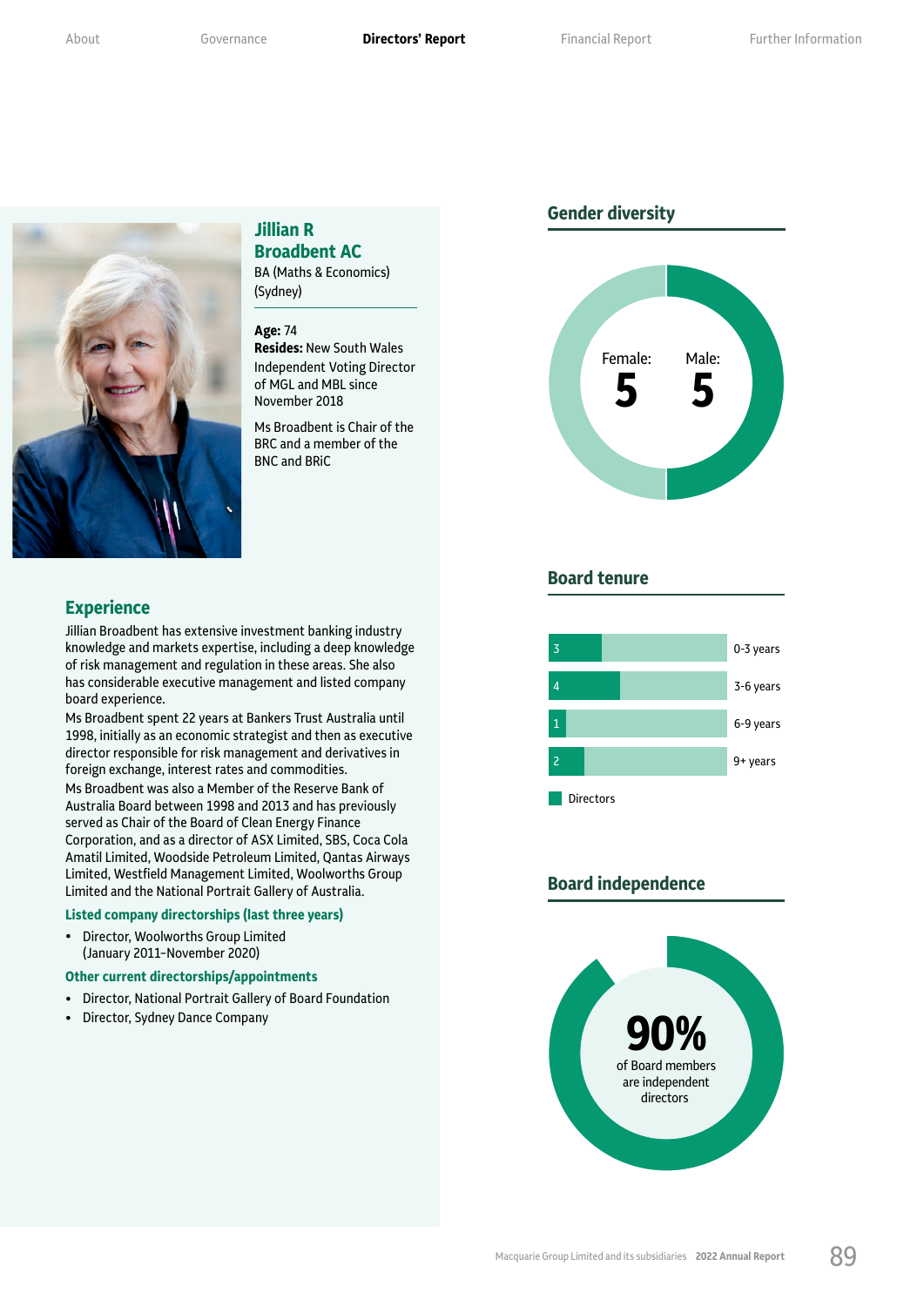## Jillian R Broadbent AC

BA (Maths & Economics) (Sydney)

**Age:** 74
**Resides:** New South Wales

Independent Voting Director of MGL and MBL since November 2018

Ms Broadbent is Chair of the BRC and a member of the BNC and BRiC

### Experience

Jillian Broadbent has extensive investment banking industry knowledge and markets expertise, including a deep knowledge of risk management and regulation in these areas. She also has considerable executive management and listed company board experience.

Ms Broadbent spent 22 years at Bankers Trust Australia until 1998, initially as an economic strategist and then as executive director responsible for risk management and derivatives in foreign exchange, interest rates and commodities.

Ms Broadbent was also a Member of the Reserve Bank of Australia Board between 1998 and 2013 and has previously served as Chair of the Board of Clean Energy Finance Corporation, and as a director of ASX Limited, SBS, Coca Cola Amatil Limited, Woodside Petroleum Limited, Qantas Airways Limited, Westfield Management Limited, Woolworths Group Limited and the National Portrait Gallery of Australia.

#### Listed company directorships (last three years)

- Director, Woolworths Group Limited (January 2011–November 2020)

#### Other current directorships/appointments

- Director, National Portrait Gallery of Board Foundation
- Director, Sydney Dance Company

## Gender diversity

Female: 5
Male: 5

## Board tenure

| Directors | Tenure |
|---|---|
| 3 | 0-3 years |
| 4 | 3-6 years |
| 1 | 6-9 years |
| 2 | 9+ years |

## Board independence

90% of Board members are independent directors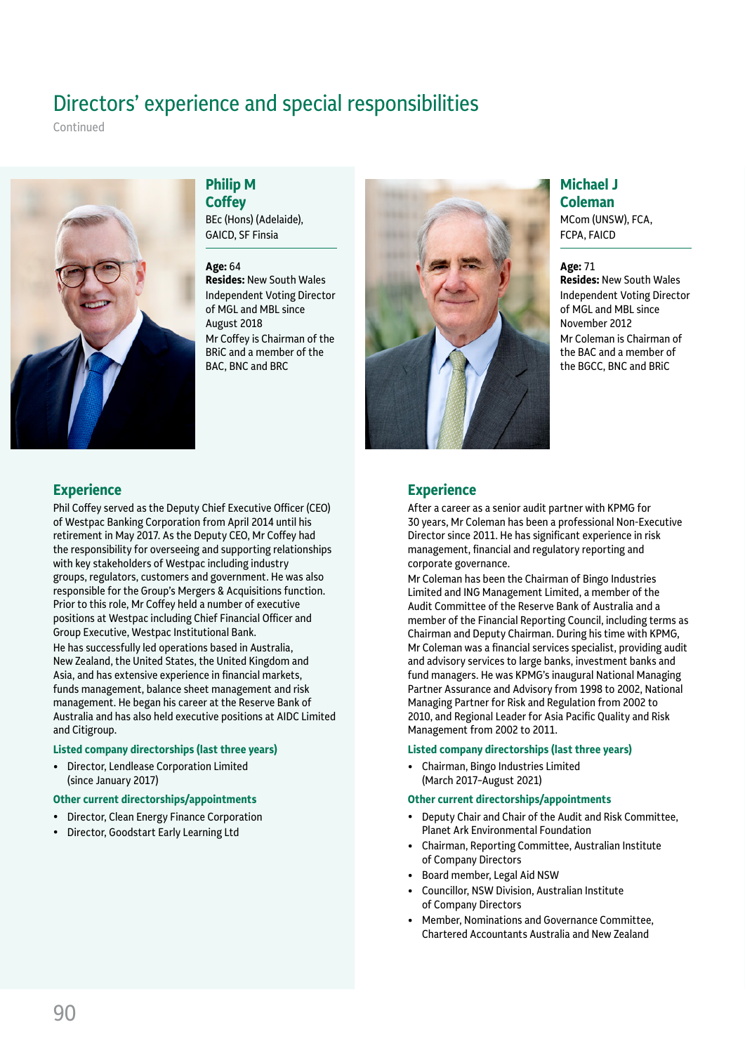# Directors' experience and special responsibilities

Continued

## Philip M Coffey

BEc (Hons) (Adelaide), GAICD, SF Finsia

**Age:** 64
**Resides:** New South Wales
Independent Voting Director of MGL and MBL since August 2018
Mr Coffey is Chairman of the BRiC and a member of the BAC, BNC and BRC

### Experience

Phil Coffey served as the Deputy Chief Executive Officer (CEO) of Westpac Banking Corporation from April 2014 until his retirement in May 2017. As the Deputy CEO, Mr Coffey had the responsibility for overseeing and supporting relationships with key stakeholders of Westpac including industry groups, regulators, customers and government. He was also responsible for the Group's Mergers & Acquisitions function. Prior to this role, Mr Coffey held a number of executive positions at Westpac including Chief Financial Officer and Group Executive, Westpac Institutional Bank.

He has successfully led operations based in Australia, New Zealand, the United States, the United Kingdom and Asia, and has extensive experience in financial markets, funds management, balance sheet management and risk management. He began his career at the Reserve Bank of Australia and has also held executive positions at AIDC Limited and Citigroup.

#### Listed company directorships (last three years)

- Director, Lendlease Corporation Limited (since January 2017)

#### Other current directorships/appointments

- Director, Clean Energy Finance Corporation
- Director, Goodstart Early Learning Ltd

## Michael J Coleman

MCom (UNSW), FCA, FCPA, FAICD

**Age:** 71
**Resides:** New South Wales
Independent Voting Director of MGL and MBL since November 2012
Mr Coleman is Chairman of the BAC and a member of the BGCC, BNC and BRiC

### Experience

After a career as a senior audit partner with KPMG for 30 years, Mr Coleman has been a professional Non-Executive Director since 2011. He has significant experience in risk management, financial and regulatory reporting and corporate governance.

Mr Coleman has been the Chairman of Bingo Industries Limited and ING Management Limited, a member of the Audit Committee of the Reserve Bank of Australia and a member of the Financial Reporting Council, including terms as Chairman and Deputy Chairman. During his time with KPMG, Mr Coleman was a financial services specialist, providing audit and advisory services to large banks, investment banks and fund managers. He was KPMG's inaugural National Managing Partner Assurance and Advisory from 1998 to 2002, National Managing Partner for Risk and Regulation from 2002 to 2010, and Regional Leader for Asia Pacific Quality and Risk Management from 2002 to 2011.

#### Listed company directorships (last three years)

- Chairman, Bingo Industries Limited (March 2017–August 2021)

#### Other current directorships/appointments

- Deputy Chair and Chair of the Audit and Risk Committee, Planet Ark Environmental Foundation
- Chairman, Reporting Committee, Australian Institute of Company Directors
- Board member, Legal Aid NSW
- Councillor, NSW Division, Australian Institute of Company Directors
- Member, Nominations and Governance Committee, Chartered Accountants Australia and New Zealand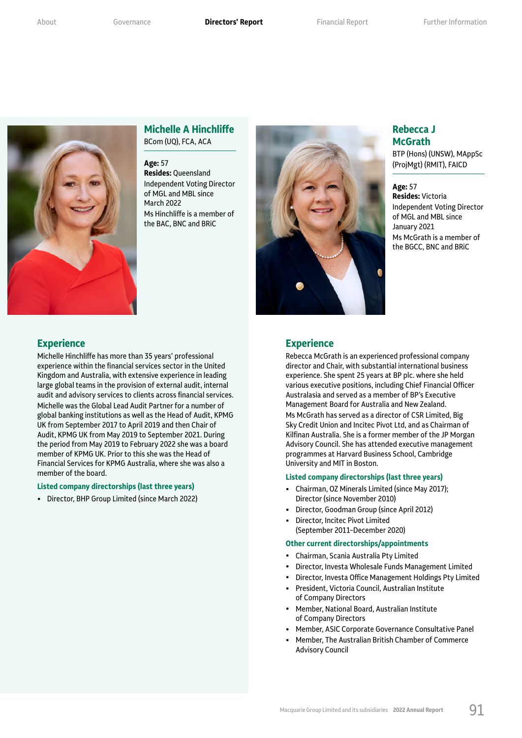## Michelle A Hinchliffe

BCom (UQ), FCA, ACA

**Age:** 57
**Resides:** Queensland

Independent Voting Director of MGL and MBL since March 2022

Ms Hinchliffe is a member of the BAC, BNC and BRiC

### Experience

Michelle Hinchliffe has more than 35 years' professional experience within the financial services sector in the United Kingdom and Australia, with extensive experience in leading large global teams in the provision of external audit, internal audit and advisory services to clients across financial services.

Michelle was the Global Lead Audit Partner for a number of global banking institutions as well as the Head of Audit, KPMG UK from September 2017 to April 2019 and then Chair of Audit, KPMG UK from May 2019 to September 2021. During the period from May 2019 to February 2022 she was a board member of KPMG UK. Prior to this she was the Head of Financial Services for KPMG Australia, where she was also a member of the board.

#### Listed company directorships (last three years)

- Director, BHP Group Limited (since March 2022)

## Rebecca J McGrath

BTP (Hons) (UNSW), MAppSc (ProjMgt) (RMIT), FAICD

**Age:** 57
**Resides:** Victoria

Independent Voting Director of MGL and MBL since January 2021

Ms McGrath is a member of the BGCC, BNC and BRiC

### Experience

Rebecca McGrath is an experienced professional company director and Chair, with substantial international business experience. She spent 25 years at BP plc. where she held various executive positions, including Chief Financial Officer Australasia and served as a member of BP's Executive Management Board for Australia and New Zealand.

Ms McGrath has served as a director of CSR Limited, Big Sky Credit Union and Incitec Pivot Ltd, and as Chairman of Kilfinan Australia. She is a former member of the JP Morgan Advisory Council. She has attended executive management programmes at Harvard Business School, Cambridge University and MIT in Boston.

#### Listed company directorships (last three years)

- Chairman, OZ Minerals Limited (since May 2017); Director (since November 2010)
- Director, Goodman Group (since April 2012)
- Director, Incitec Pivot Limited (September 2011–December 2020)

#### Other current directorships/appointments

- Chairman, Scania Australia Pty Limited
- Director, Investa Wholesale Funds Management Limited
- Director, Investa Office Management Holdings Pty Limited
- President, Victoria Council, Australian Institute of Company Directors
- Member, National Board, Australian Institute of Company Directors
- Member, ASIC Corporate Governance Consultative Panel
- Member, The Australian British Chamber of Commerce Advisory Council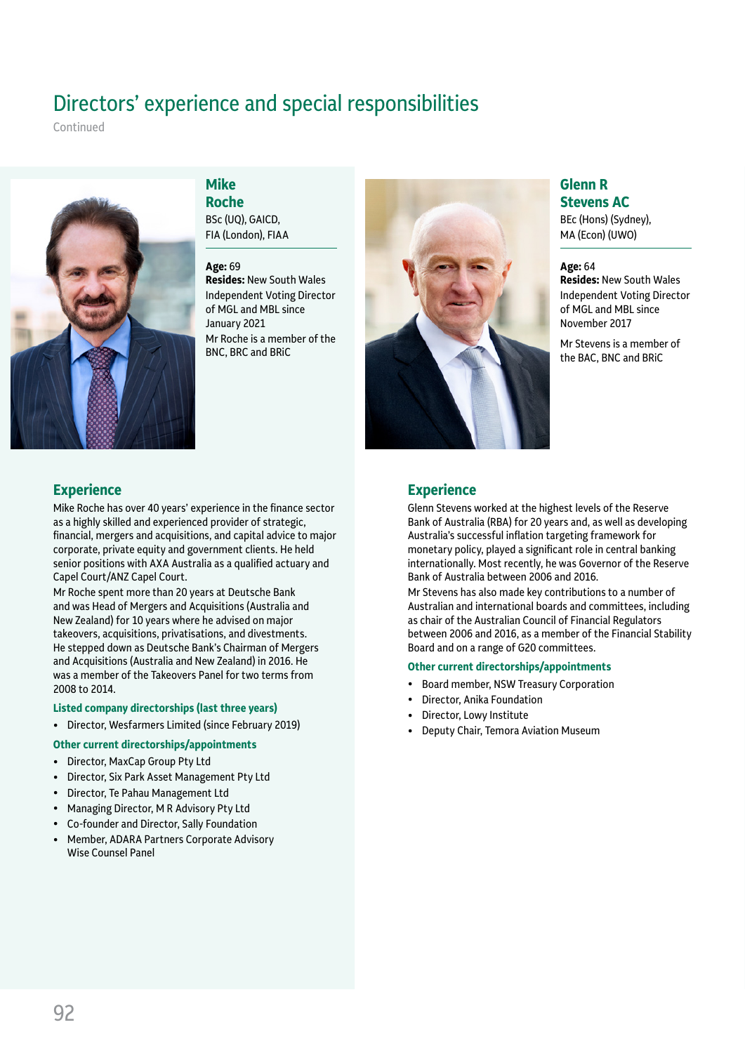# Directors' experience and special responsibilities

Continued

## Mike Roche

BSc (UQ), GAICD, FIA (London), FIAA

**Age:** 69
**Resides:** New South Wales

Independent Voting Director of MGL and MBL since January 2021

Mr Roche is a member of the BNC, BRC and BRiC

### Experience

Mike Roche has over 40 years' experience in the finance sector as a highly skilled and experienced provider of strategic, financial, mergers and acquisitions, and capital advice to major corporate, private equity and government clients. He held senior positions with AXA Australia as a qualified actuary and Capel Court/ANZ Capel Court.

Mr Roche spent more than 20 years at Deutsche Bank and was Head of Mergers and Acquisitions (Australia and New Zealand) for 10 years where he advised on major takeovers, acquisitions, privatisations, and divestments. He stepped down as Deutsche Bank's Chairman of Mergers and Acquisitions (Australia and New Zealand) in 2016. He was a member of the Takeovers Panel for two terms from 2008 to 2014.

#### Listed company directorships (last three years)

- Director, Wesfarmers Limited (since February 2019)

#### Other current directorships/appointments

- Director, MaxCap Group Pty Ltd
- Director, Six Park Asset Management Pty Ltd
- Director, Te Pahau Management Ltd
- Managing Director, M R Advisory Pty Ltd
- Co-founder and Director, Sally Foundation
- Member, ADARA Partners Corporate Advisory Wise Counsel Panel

## Glenn R Stevens AC

BEc (Hons) (Sydney), MA (Econ) (UWO)

**Age:** 64
**Resides:** New South Wales

Independent Voting Director of MGL and MBL since November 2017

Mr Stevens is a member of the BAC, BNC and BRiC

### Experience

Glenn Stevens worked at the highest levels of the Reserve Bank of Australia (RBA) for 20 years and, as well as developing Australia's successful inflation targeting framework for monetary policy, played a significant role in central banking internationally. Most recently, he was Governor of the Reserve Bank of Australia between 2006 and 2016.

Mr Stevens has also made key contributions to a number of Australian and international boards and committees, including as chair of the Australian Council of Financial Regulators between 2006 and 2016, as a member of the Financial Stability Board and on a range of G20 committees.

#### Other current directorships/appointments

- Board member, NSW Treasury Corporation
- Director, Anika Foundation
- Director, Lowy Institute
- Deputy Chair, Temora Aviation Museum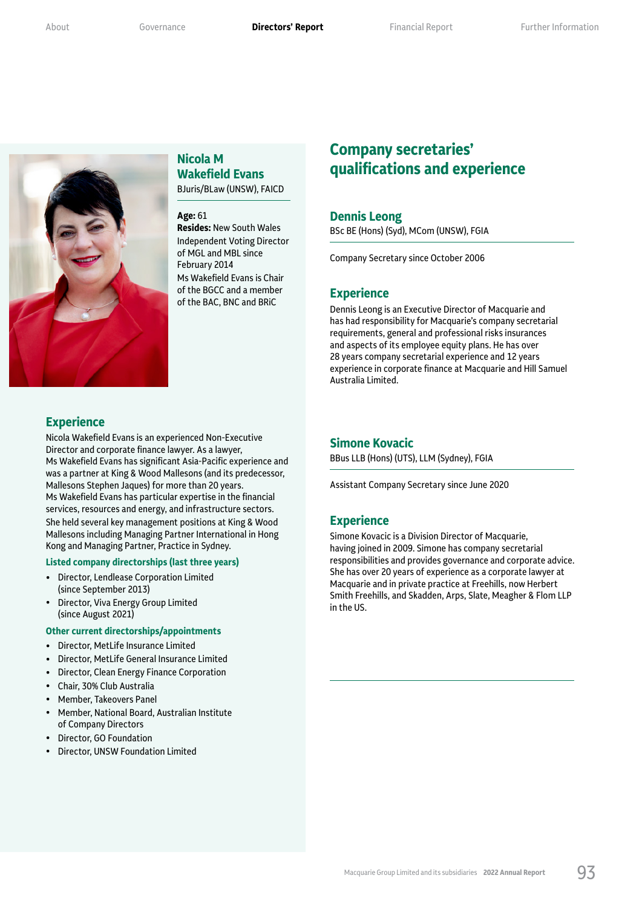## Nicola M Wakefield Evans

BJuris/BLaw (UNSW), FAICD

**Age:** 61
**Resides:** New South Wales
Independent Voting Director of MGL and MBL since February 2014
Ms Wakefield Evans is Chair of the BGCC and a member of the BAC, BNC and BRiC

### Experience

Nicola Wakefield Evans is an experienced Non-Executive Director and corporate finance lawyer. As a lawyer, Ms Wakefield Evans has significant Asia-Pacific experience and was a partner at King & Wood Mallesons (and its predecessor, Mallesons Stephen Jaques) for more than 20 years. Ms Wakefield Evans has particular expertise in the financial services, resources and energy, and infrastructure sectors. She held several key management positions at King & Wood Mallesons including Managing Partner International in Hong Kong and Managing Partner, Practice in Sydney.

#### Listed company directorships (last three years)

- Director, Lendlease Corporation Limited (since September 2013)
- Director, Viva Energy Group Limited (since August 2021)

#### Other current directorships/appointments

- Director, MetLife Insurance Limited
- Director, MetLife General Insurance Limited
- Director, Clean Energy Finance Corporation
- Chair, 30% Club Australia
- Member, Takeovers Panel
- Member, National Board, Australian Institute of Company Directors
- Director, GO Foundation
- Director, UNSW Foundation Limited

## Company secretaries' qualifications and experience

### Dennis Leong

BSc BE (Hons) (Syd), MCom (UNSW), FGIA

Company Secretary since October 2006

#### Experience

Dennis Leong is an Executive Director of Macquarie and has had responsibility for Macquarie's company secretarial requirements, general and professional risks insurances and aspects of its employee equity plans. He has over 28 years company secretarial experience and 12 years experience in corporate finance at Macquarie and Hill Samuel Australia Limited.

### Simone Kovacic

BBus LLB (Hons) (UTS), LLM (Sydney), FGIA

Assistant Company Secretary since June 2020

#### Experience

Simone Kovacic is a Division Director of Macquarie, having joined in 2009. Simone has company secretarial responsibilities and provides governance and corporate advice. She has over 20 years of experience as a corporate lawyer at Macquarie and in private practice at Freehills, now Herbert Smith Freehills, and Skadden, Arps, Slate, Meagher & Flom LLP in the US.